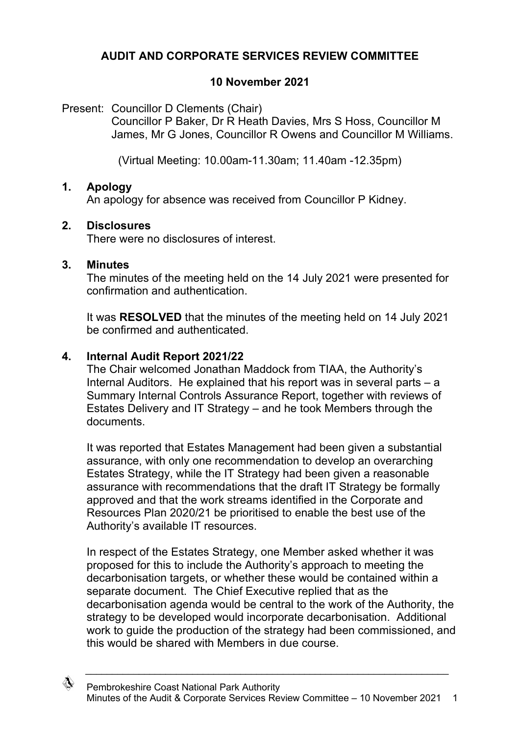# AUDIT AND CORPORATE SERVICES REVIEW COMMITTEE

**10 November 2021**

Present: Councillor D Clements (Chair)
Councillor P Baker, Dr R Heath Davies, Mrs S Hoss, Councillor M James, Mr G Jones, Councillor R Owens and Councillor M Williams.

(Virtual Meeting: 10.00am-11.30am; 11.40am -12.35pm)

## 1. Apology

An apology for absence was received from Councillor P Kidney.

## 2. Disclosures

There were no disclosures of interest.

## 3. Minutes

The minutes of the meeting held on the 14 July 2021 were presented for confirmation and authentication.

It was **RESOLVED** that the minutes of the meeting held on 14 July 2021 be confirmed and authenticated.

## 4. Internal Audit Report 2021/22

The Chair welcomed Jonathan Maddock from TIAA, the Authority's Internal Auditors. He explained that his report was in several parts – a Summary Internal Controls Assurance Report, together with reviews of Estates Delivery and IT Strategy – and he took Members through the documents.

It was reported that Estates Management had been given a substantial assurance, with only one recommendation to develop an overarching Estates Strategy, while the IT Strategy had been given a reasonable assurance with recommendations that the draft IT Strategy be formally approved and that the work streams identified in the Corporate and Resources Plan 2020/21 be prioritised to enable the best use of the Authority's available IT resources.

In respect of the Estates Strategy, one Member asked whether it was proposed for this to include the Authority's approach to meeting the decarbonisation targets, or whether these would be contained within a separate document. The Chief Executive replied that as the decarbonisation agenda would be central to the work of the Authority, the strategy to be developed would incorporate decarbonisation. Additional work to guide the production of the strategy had been commissioned, and this would be shared with Members in due course.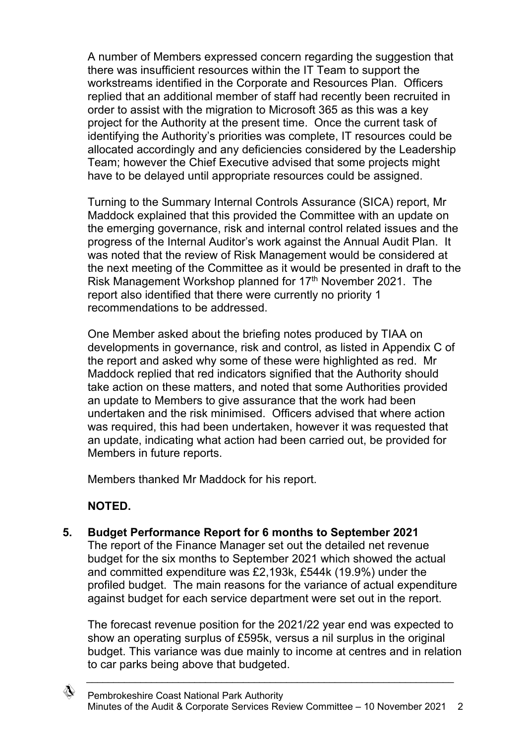A number of Members expressed concern regarding the suggestion that there was insufficient resources within the IT Team to support the workstreams identified in the Corporate and Resources Plan. Officers replied that an additional member of staff had recently been recruited in order to assist with the migration to Microsoft 365 as this was a key project for the Authority at the present time. Once the current task of identifying the Authority's priorities was complete, IT resources could be allocated accordingly and any deficiencies considered by the Leadership Team; however the Chief Executive advised that some projects might have to be delayed until appropriate resources could be assigned.

Turning to the Summary Internal Controls Assurance (SICA) report, Mr Maddock explained that this provided the Committee with an update on the emerging governance, risk and internal control related issues and the progress of the Internal Auditor's work against the Annual Audit Plan. It was noted that the review of Risk Management would be considered at the next meeting of the Committee as it would be presented in draft to the Risk Management Workshop planned for 17th November 2021. The report also identified that there were currently no priority 1 recommendations to be addressed.

One Member asked about the briefing notes produced by TIAA on developments in governance, risk and control, as listed in Appendix C of the report and asked why some of these were highlighted as red. Mr Maddock replied that red indicators signified that the Authority should take action on these matters, and noted that some Authorities provided an update to Members to give assurance that the work had been undertaken and the risk minimised. Officers advised that where action was required, this had been undertaken, however it was requested that an update, indicating what action had been carried out, be provided for Members in future reports.

Members thanked Mr Maddock for his report.

**NOTED.**

**5. Budget Performance Report for 6 months to September 2021**

The report of the Finance Manager set out the detailed net revenue budget for the six months to September 2021 which showed the actual and committed expenditure was £2,193k, £544k (19.9%) under the profiled budget. The main reasons for the variance of actual expenditure against budget for each service department were set out in the report.

The forecast revenue position for the 2021/22 year end was expected to show an operating surplus of £595k, versus a nil surplus in the original budget. This variance was due mainly to income at centres and in relation to car parks being above that budgeted.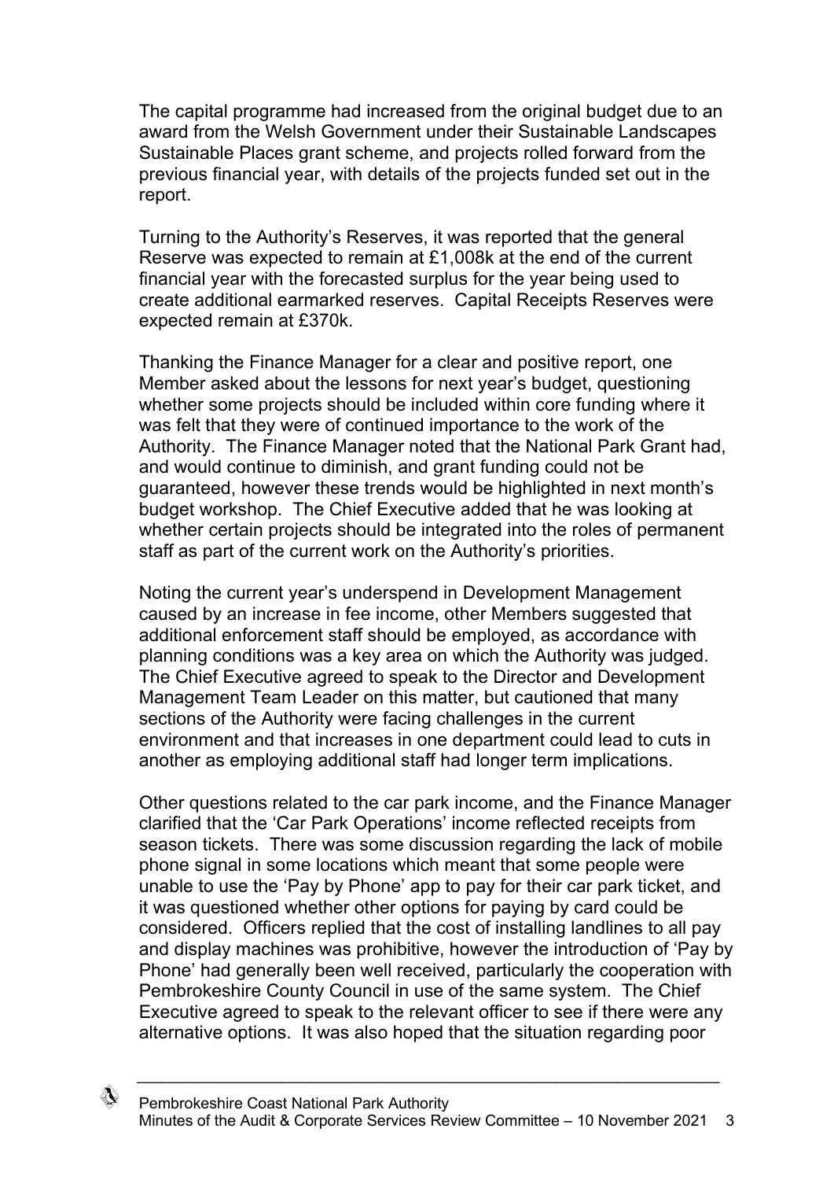The capital programme had increased from the original budget due to an award from the Welsh Government under their Sustainable Landscapes Sustainable Places grant scheme, and projects rolled forward from the previous financial year, with details of the projects funded set out in the report.

Turning to the Authority's Reserves, it was reported that the general Reserve was expected to remain at £1,008k at the end of the current financial year with the forecasted surplus for the year being used to create additional earmarked reserves. Capital Receipts Reserves were expected remain at £370k.

Thanking the Finance Manager for a clear and positive report, one Member asked about the lessons for next year's budget, questioning whether some projects should be included within core funding where it was felt that they were of continued importance to the work of the Authority. The Finance Manager noted that the National Park Grant had, and would continue to diminish, and grant funding could not be guaranteed, however these trends would be highlighted in next month's budget workshop. The Chief Executive added that he was looking at whether certain projects should be integrated into the roles of permanent staff as part of the current work on the Authority's priorities.

Noting the current year's underspend in Development Management caused by an increase in fee income, other Members suggested that additional enforcement staff should be employed, as accordance with planning conditions was a key area on which the Authority was judged. The Chief Executive agreed to speak to the Director and Development Management Team Leader on this matter, but cautioned that many sections of the Authority were facing challenges in the current environment and that increases in one department could lead to cuts in another as employing additional staff had longer term implications.

Other questions related to the car park income, and the Finance Manager clarified that the 'Car Park Operations' income reflected receipts from season tickets. There was some discussion regarding the lack of mobile phone signal in some locations which meant that some people were unable to use the 'Pay by Phone' app to pay for their car park ticket, and it was questioned whether other options for paying by card could be considered. Officers replied that the cost of installing landlines to all pay and display machines was prohibitive, however the introduction of 'Pay by Phone' had generally been well received, particularly the cooperation with Pembrokeshire County Council in use of the same system. The Chief Executive agreed to speak to the relevant officer to see if there were any alternative options. It was also hoped that the situation regarding poor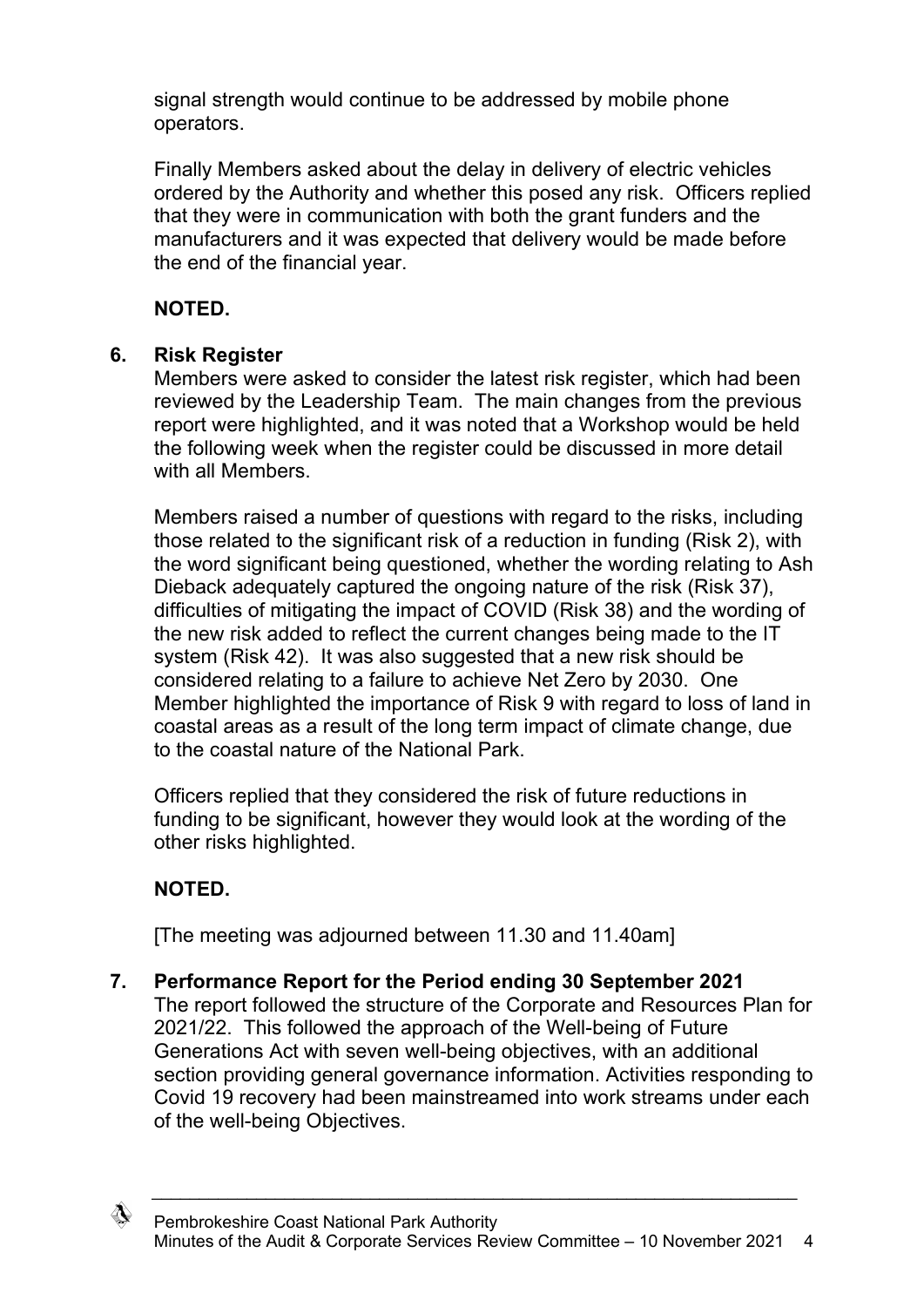signal strength would continue to be addressed by mobile phone operators.

Finally Members asked about the delay in delivery of electric vehicles ordered by the Authority and whether this posed any risk. Officers replied that they were in communication with both the grant funders and the manufacturers and it was expected that delivery would be made before the end of the financial year.

**NOTED.**

## 6. Risk Register

Members were asked to consider the latest risk register, which had been reviewed by the Leadership Team. The main changes from the previous report were highlighted, and it was noted that a Workshop would be held the following week when the register could be discussed in more detail with all Members.

Members raised a number of questions with regard to the risks, including those related to the significant risk of a reduction in funding (Risk 2), with the word significant being questioned, whether the wording relating to Ash Dieback adequately captured the ongoing nature of the risk (Risk 37), difficulties of mitigating the impact of COVID (Risk 38) and the wording of the new risk added to reflect the current changes being made to the IT system (Risk 42). It was also suggested that a new risk should be considered relating to a failure to achieve Net Zero by 2030. One Member highlighted the importance of Risk 9 with regard to loss of land in coastal areas as a result of the long term impact of climate change, due to the coastal nature of the National Park.

Officers replied that they considered the risk of future reductions in funding to be significant, however they would look at the wording of the other risks highlighted.

**NOTED.**

[The meeting was adjourned between 11.30 and 11.40am]

## 7. Performance Report for the Period ending 30 September 2021

The report followed the structure of the Corporate and Resources Plan for 2021/22. This followed the approach of the Well-being of Future Generations Act with seven well-being objectives, with an additional section providing general governance information. Activities responding to Covid 19 recovery had been mainstreamed into work streams under each of the well-being Objectives.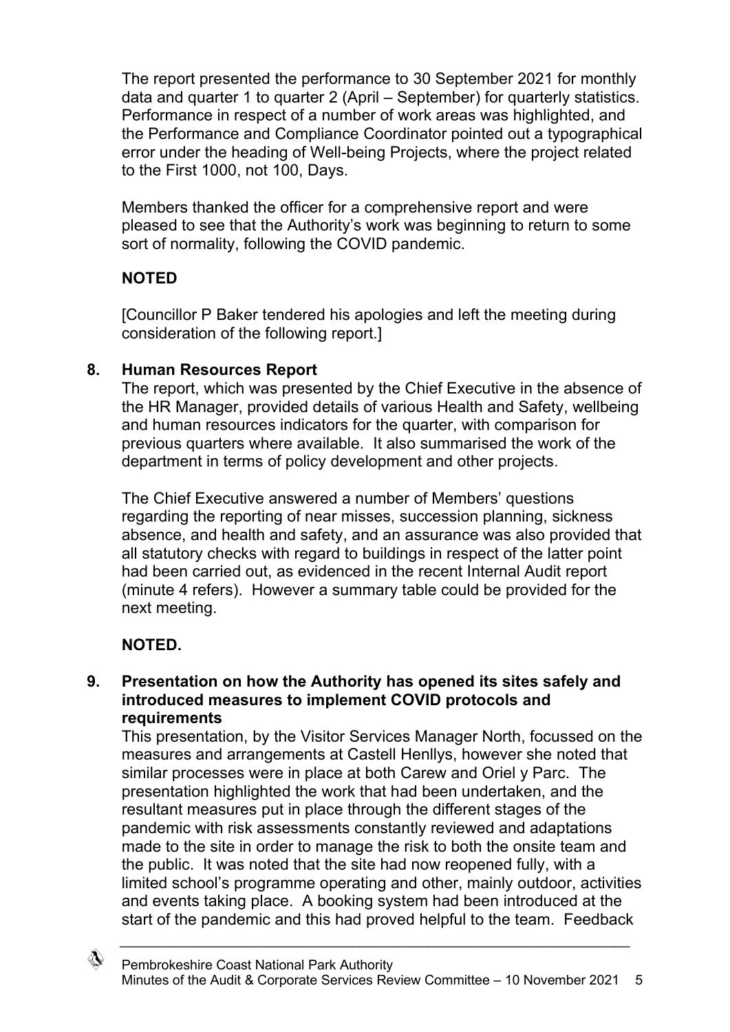The report presented the performance to 30 September 2021 for monthly data and quarter 1 to quarter 2 (April – September) for quarterly statistics. Performance in respect of a number of work areas was highlighted, and the Performance and Compliance Coordinator pointed out a typographical error under the heading of Well-being Projects, where the project related to the First 1000, not 100, Days.

Members thanked the officer for a comprehensive report and were pleased to see that the Authority's work was beginning to return to some sort of normality, following the COVID pandemic.

**NOTED**

[Councillor P Baker tendered his apologies and left the meeting during consideration of the following report.]

## 8. Human Resources Report

The report, which was presented by the Chief Executive in the absence of the HR Manager, provided details of various Health and Safety, wellbeing and human resources indicators for the quarter, with comparison for previous quarters where available. It also summarised the work of the department in terms of policy development and other projects.

The Chief Executive answered a number of Members' questions regarding the reporting of near misses, succession planning, sickness absence, and health and safety, and an assurance was also provided that all statutory checks with regard to buildings in respect of the latter point had been carried out, as evidenced in the recent Internal Audit report (minute 4 refers). However a summary table could be provided for the next meeting.

**NOTED.**

## 9. Presentation on how the Authority has opened its sites safely and introduced measures to implement COVID protocols and requirements

This presentation, by the Visitor Services Manager North, focussed on the measures and arrangements at Castell Henllys, however she noted that similar processes were in place at both Carew and Oriel y Parc. The presentation highlighted the work that had been undertaken, and the resultant measures put in place through the different stages of the pandemic with risk assessments constantly reviewed and adaptations made to the site in order to manage the risk to both the onsite team and the public. It was noted that the site had now reopened fully, with a limited school's programme operating and other, mainly outdoor, activities and events taking place. A booking system had been introduced at the start of the pandemic and this had proved helpful to the team. Feedback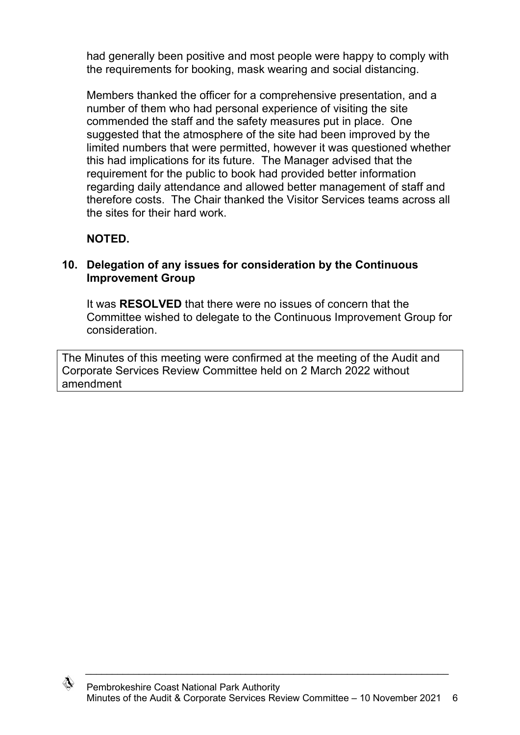had generally been positive and most people were happy to comply with the requirements for booking, mask wearing and social distancing.

Members thanked the officer for a comprehensive presentation, and a number of them who had personal experience of visiting the site commended the staff and the safety measures put in place. One suggested that the atmosphere of the site had been improved by the limited numbers that were permitted, however it was questioned whether this had implications for its future. The Manager advised that the requirement for the public to book had provided better information regarding daily attendance and allowed better management of staff and therefore costs. The Chair thanked the Visitor Services teams across all the sites for their hard work.

**NOTED.**

**10. Delegation of any issues for consideration by the Continuous Improvement Group**

It was **RESOLVED** that there were no issues of concern that the Committee wished to delegate to the Continuous Improvement Group for consideration.

The Minutes of this meeting were confirmed at the meeting of the Audit and Corporate Services Review Committee held on 2 March 2022 without amendment